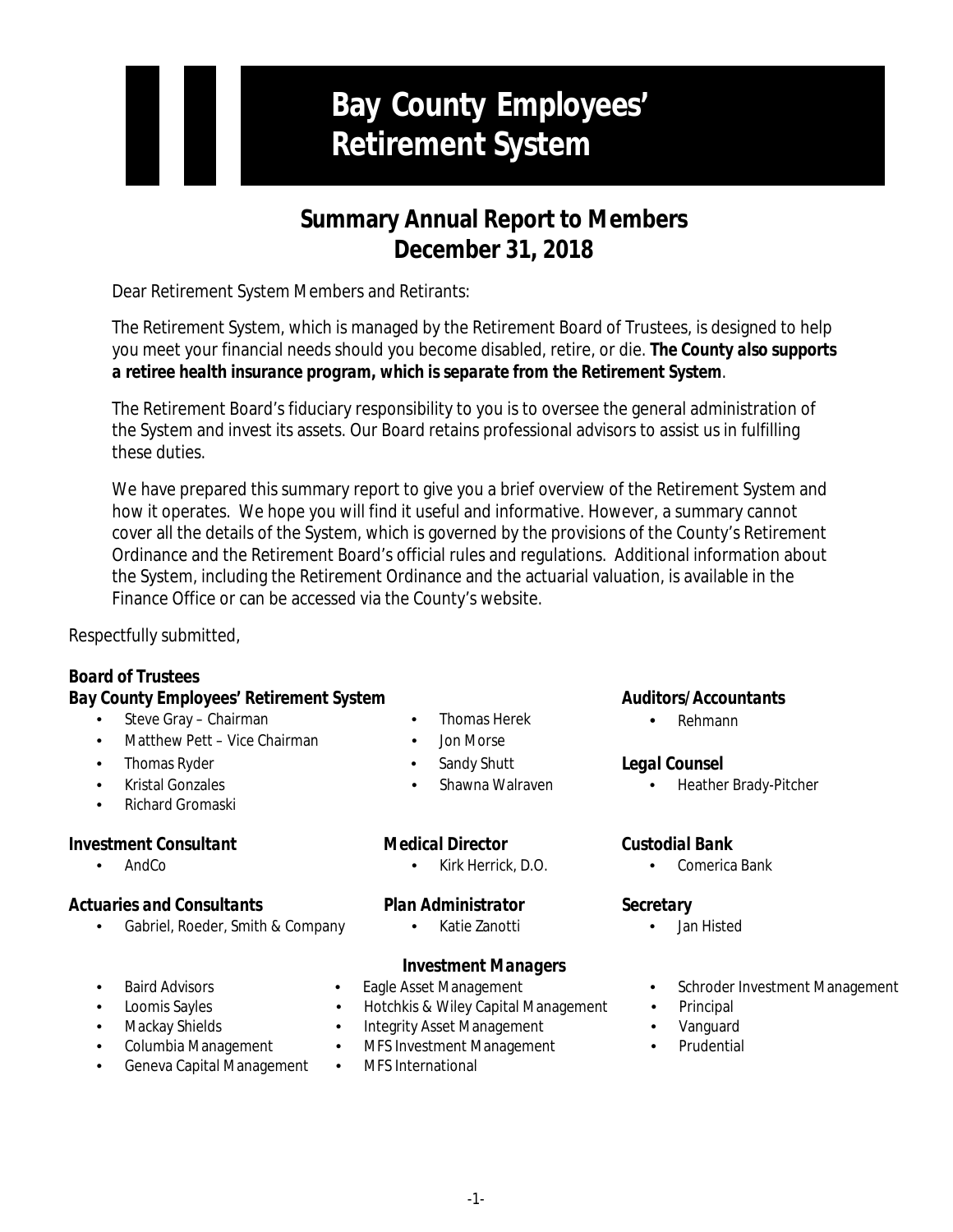# Bay County Employees' Retirement System

## Summary Annual Report to Members
## December 31, 2018

Dear Retirement System Members and Retirants:

The Retirement System, which is managed by the Retirement Board of Trustees, is designed to help you meet your financial needs should you become disabled, retire, or die. **The County also supports a retiree health insurance program, which is separate from the Retirement System**.

The Retirement Board's fiduciary responsibility to you is to oversee the general administration of the System and invest its assets. Our Board retains professional advisors to assist us in fulfilling these duties.

We have prepared this summary report to give you a brief overview of the Retirement System and how it operates. We hope you will find it useful and informative. However, a summary cannot cover all the details of the System, which is governed by the provisions of the County's Retirement Ordinance and the Retirement Board's official rules and regulations. Additional information about the System, including the Retirement Ordinance and the actuarial valuation, is available in the Finance Office or can be accessed via the County's website.

Respectfully submitted,

**Board of Trustees**
***Bay County Employees' Retirement System***

- Steve Gray – Chairman
- Matthew Pett – Vice Chairman
- Thomas Ryder
- Kristal Gonzales
- Richard Gromaski
- Thomas Herek
- Jon Morse
- Sandy Shutt
- Shawna Walraven

***Auditors/Accountants***

- Rehmann

***Legal Counsel***

- Heather Brady-Pitcher

***Investment Consultant***

- AndCo

***Medical Director***

- Kirk Herrick, D.O.

***Custodial Bank***

- Comerica Bank

***Actuaries and Consultants***

- Gabriel, Roeder, Smith & Company

***Plan Administrator***

- Katie Zanotti

***Secretary***

- Jan Histed

***Investment Managers***

- Baird Advisors
- Loomis Sayles
- Mackay Shields
- Columbia Management
- Geneva Capital Management
- Eagle Asset Management
- Hotchkis & Wiley Capital Management
- Integrity Asset Management
- MFS Investment Management
- MFS International
- Schroder Investment Management
- Principal
- Vanguard
- Prudential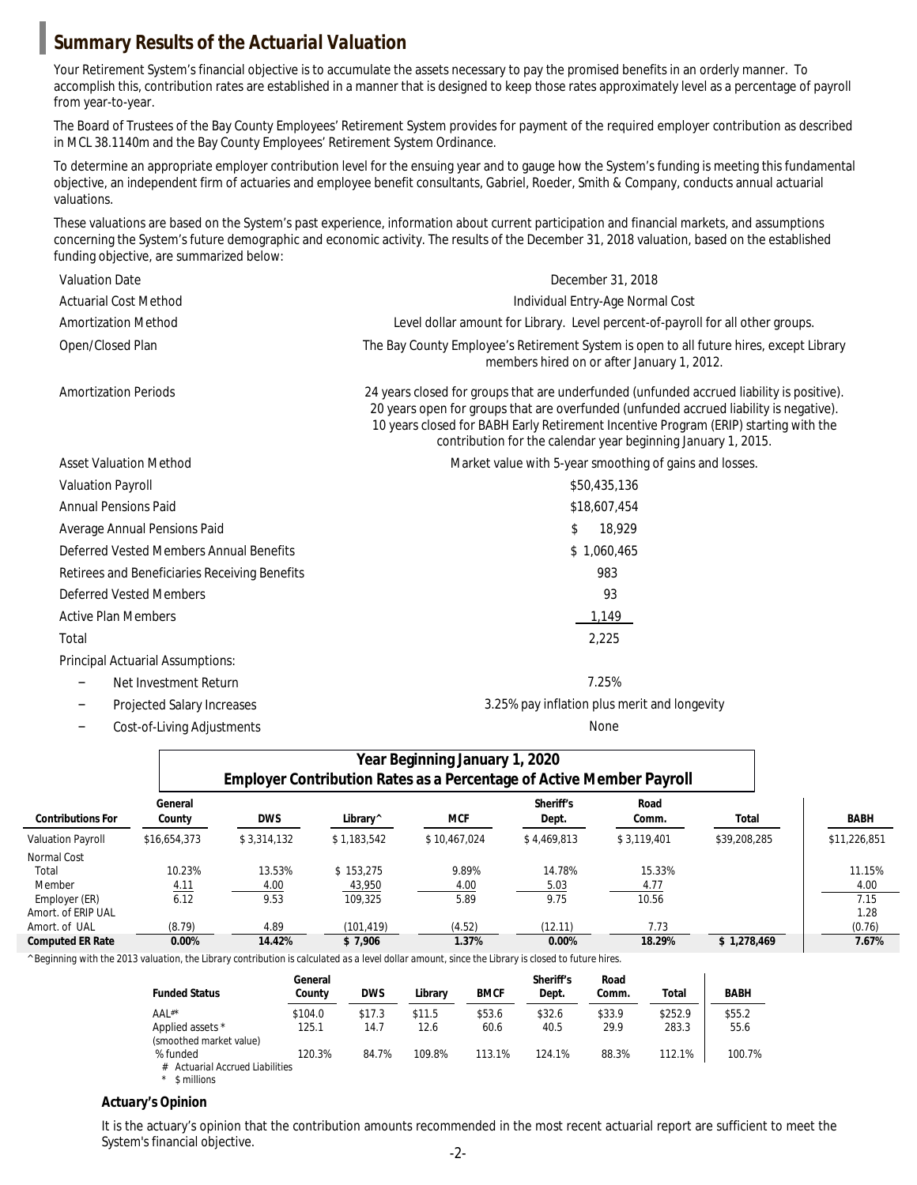## Summary Results of the Actuarial Valuation

Your Retirement System's financial objective is to accumulate the assets necessary to pay the promised benefits in an orderly manner. To accomplish this, contribution rates are established in a manner that is designed to keep those rates approximately level as a percentage of payroll from year-to-year.

The Board of Trustees of the Bay County Employees' Retirement System provides for payment of the required employer contribution as described in MCL 38.1140m and the Bay County Employees' Retirement System Ordinance.

To determine an appropriate employer contribution level for the ensuing year and to gauge how the System's funding is meeting this fundamental objective, an independent firm of actuaries and employee benefit consultants, Gabriel, Roeder, Smith & Company, conducts annual actuarial valuations.

These valuations are based on the System's past experience, information about current participation and financial markets, and assumptions concerning the System's future demographic and economic activity. The results of the December 31, 2018 valuation, based on the established funding objective, are summarized below:

| | |
|---|---|
| Valuation Date | December 31, 2018 |
| Actuarial Cost Method | Individual Entry-Age Normal Cost |
| Amortization Method | Level dollar amount for Library. Level percent-of-payroll for all other groups. |
| Open/Closed Plan | The Bay County Employee's Retirement System is open to all future hires, except Library members hired on or after January 1, 2012. |
| Amortization Periods | 24 years closed for groups that are underfunded (unfunded accrued liability is positive). 20 years open for groups that are overfunded (unfunded accrued liability is negative). 10 years closed for BABH Early Retirement Incentive Program (ERIP) starting with the contribution for the calendar year beginning January 1, 2015. |
| Asset Valuation Method | Market value with 5-year smoothing of gains and losses. |
| Valuation Payroll | $50,435,136 |
| Annual Pensions Paid | $18,607,454 |
| Average Annual Pensions Paid | $ 18,929 |
| Deferred Vested Members Annual Benefits | $ 1,060,465 |
| Retirees and Beneficiaries Receiving Benefits | 983 |
| Deferred Vested Members | 93 |
| Active Plan Members | 1,149 |
| Total | 2,225 |
| Principal Actuarial Assumptions: | |
| – Net Investment Return | 7.25% |
| – Projected Salary Increases | 3.25% pay inflation plus merit and longevity |
| – Cost-of-Living Adjustments | None |

**Year Beginning January 1, 2020**
**Employer Contribution Rates as a Percentage of Active Member Payroll**

| Contributions For | General County | DWS | Library^ | MCF | Sheriff's Dept. | Road Comm. | Total | BABH |
|---|---|---|---|---|---|---|---|---|
| Valuation Payroll | $16,654,373 | $ 3,314,132 | $ 1,183,542 | $ 10,467,024 | $ 4,469,813 | $ 3,119,401 | $39,208,285 | $11,226,851 |
| Normal Cost | | | | | | | | |
| Total | 10.23% | 13.53% | $ 153,275 | 9.89% | 14.78% | 15.33% | | 11.15% |
| Member | 4.11 | 4.00 | 43,950 | 4.00 | 5.03 | 4.77 | | 4.00 |
| Employer (ER) | 6.12 | 9.53 | 109,325 | 5.89 | 9.75 | 10.56 | | 7.15 |
| Amort. of ERIP UAL | | | | | | | | 1.28 |
| Amort. of UAL | (8.79) | 4.89 | (101,419) | (4.52) | (12.11) | 7.73 | | (0.76) |
| **Computed ER Rate** | **0.00%** | **14.42%** | **$ 7,906** | **1.37%** | **0.00%** | **18.29%** | **$ 1,278,469** | **7.67%** |

^ Beginning with the 2013 valuation, the Library contribution is calculated as a level dollar amount, since the Library is closed to future hires.

| Funded Status | General County | DWS | Library | BMCF | Sheriff's Dept. | Road Comm. | Total | BABH |
|---|---|---|---|---|---|---|---|---|
| AAL#* | $104.0 | $17.3 | $11.5 | $53.6 | $32.6 | $33.9 | $252.9 | $55.2 |
| Applied assets * (smoothed market value) | 125.1 | 14.7 | 12.6 | 60.6 | 40.5 | 29.9 | 283.3 | 55.6 |
| % funded | 120.3% | 84.7% | 109.8% | 113.1% | 124.1% | 88.3% | 112.1% | 100.7% |

\# Actuarial Accrued Liabilities
\* $ millions

**Actuary's Opinion**

It is the actuary's opinion that the contribution amounts recommended in the most recent actuarial report are sufficient to meet the System's financial objective.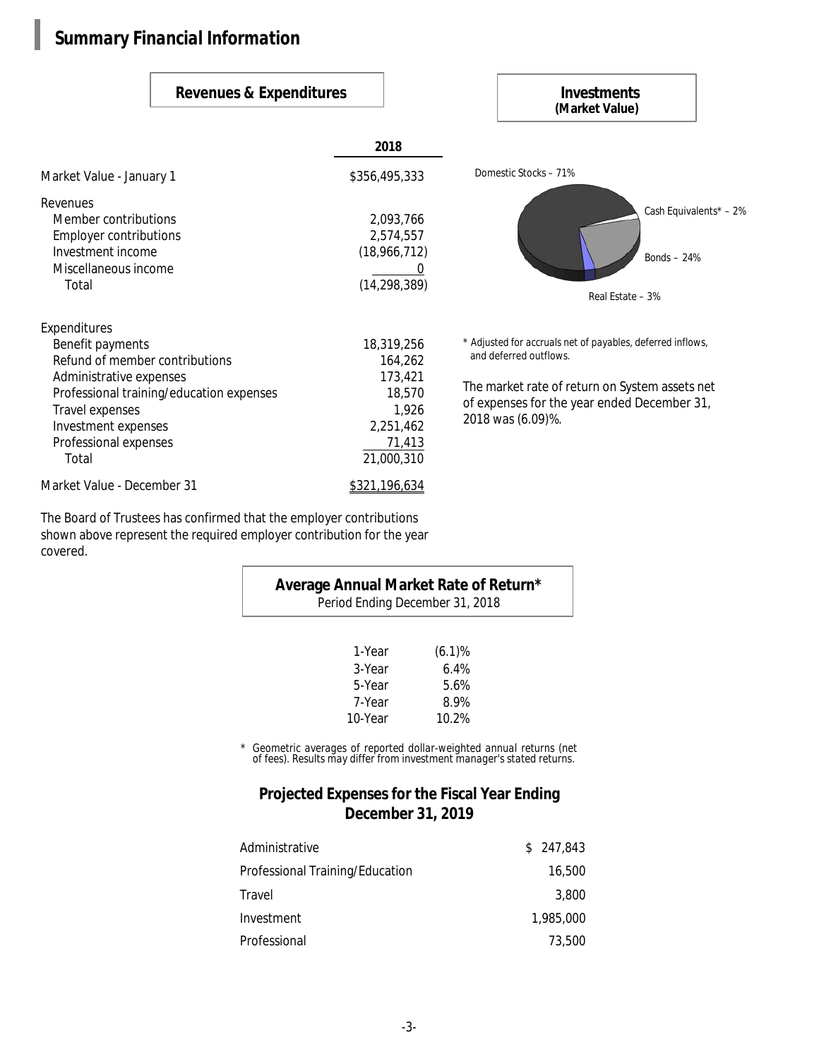# Summary Financial Information

## Revenues & Expenditures

| | 2018 |
|---|---|
| Market Value - January 1 | $356,495,333 |
| **Revenues** | |
| Member contributions | 2,093,766 |
| Employer contributions | 2,574,557 |
| Investment income | (18,966,712) |
| Miscellaneous income | 0 |
| Total | (14,298,389) |
| **Expenditures** | |
| Benefit payments | 18,319,256 |
| Refund of member contributions | 164,262 |
| Administrative expenses | 173,421 |
| Professional training/education expenses | 18,570 |
| Travel expenses | 1,926 |
| Investment expenses | 2,251,462 |
| Professional expenses | 71,413 |
| Total | 21,000,310 |
| Market Value - December 31 | $321,196,634 |

The Board of Trustees has confirmed that the employer contributions shown above represent the required employer contribution for the year covered.

## Investments
**(Market Value)**

Domestic Stocks – 71%
Cash Equivalents* – 2%
Bonds – 24%
Real Estate – 3%

\* Adjusted for accruals net of payables, deferred inflows, and deferred outflows.

The market rate of return on System assets net of expenses for the year ended December 31, 2018 was (6.09)%.

## Average Annual Market Rate of Return*
Period Ending December 31, 2018

| | |
|---|---|
| 1-Year | (6.1)% |
| 3-Year | 6.4% |
| 5-Year | 5.6% |
| 7-Year | 8.9% |
| 10-Year | 10.2% |

\* Geometric averages of reported dollar-weighted annual returns (net of fees). Results may differ from investment manager's stated returns.

## Projected Expenses for the Fiscal Year Ending December 31, 2019

| | |
|---|---|
| Administrative | $ 247,843 |
| Professional Training/Education | 16,500 |
| Travel | 3,800 |
| Investment | 1,985,000 |
| Professional | 73,500 |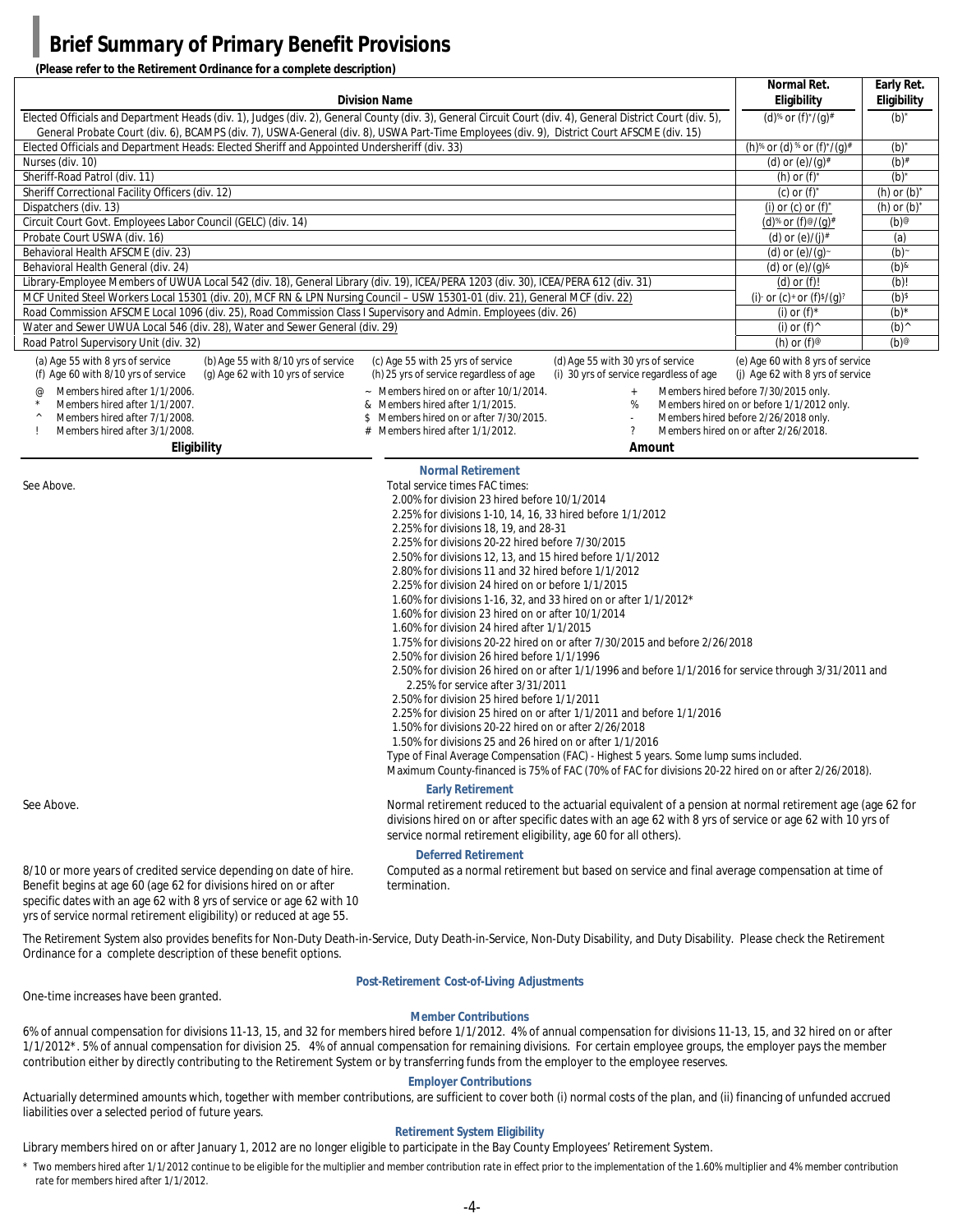# Brief Summary of Primary Benefit Provisions

**(Please refer to the Retirement Ordinance for a complete description)**

| Division Name | Normal Ret. Eligibility | Early Ret. Eligibility |
|---|---|---|
| Elected Officials and Department Heads (div. 1), Judges (div. 2), General County (div. 3), General Circuit Court (div. 4), General District Court (div. 5), General Probate Court (div. 6), BCAMPS (div. 7), USWA-General (div. 8), USWA Part-Time Employees (div. 9), District Court AFSCME (div. 15) | (d)% or (f)*/(g)# | (b)* |
| Elected Officials and Department Heads: Elected Sheriff and Appointed Undersheriff (div. 33) | (h)% or (d) % or (f)*/(g)# | (b)* |
| Nurses (div. 10) | (d) or (e)/(g)# | (b)# |
| Sheriff-Road Patrol (div. 11) | (h) or (f)* | (b)* |
| Sheriff Correctional Facility Officers (div. 12) | (c) or (f)* | (h) or (b)* |
| Dispatchers (div. 13) | (i) or (c) or (f)* | (h) or (b)* |
| Circuit Court Govt. Employees Labor Council (GELC) (div. 14) | (d)% or (f)@/(g)# | (b)@ |
| Probate Court USWA (div. 16) | (d) or (e)/(j)# | (a) |
| Behavioral Health AFSCME (div. 23) | (d) or (e)/(g)~ | (b)~ |
| Behavioral Health General (div. 24) | (d) or (e)/(g)& | (b)& |
| Library-Employee Members of UWUA Local 542 (div. 18), General Library (div. 19), ICEA/PERA 1203 (div. 30), ICEA/PERA 612 (div. 31) | (d) or (f)! | (b)! |
| MCF United Steel Workers Local 15301 (div. 20), MCF RN & LPN Nursing Council – USW 15301-01 (div. 21), General MCF (div. 22) | (i)- or (c)+ or (f)$/(g)? | (b)$ |
| Road Commission AFSCME Local 1096 (div. 25), Road Commission Class I Supervisory and Admin. Employees (div. 26) | (i) or (f)* | (b)* |
| Water and Sewer UWUA Local 546 (div. 28), Water and Sewer General (div. 29) | (i) or (f)^ | (b)^ |
| Road Patrol Supervisory Unit (div. 32) | (h) or (f)@ | (b)@ |

(a) Age 55 with 8 yrs of service (b) Age 55 with 8/10 yrs of service (c) Age 55 with 25 yrs of service (d) Age 55 with 30 yrs of service (e) Age 60 with 8 yrs of service
(f) Age 60 with 8/10 yrs of service (g) Age 62 with 10 yrs of service (h) 25 yrs of service regardless of age (i) 30 yrs of service regardless of age (j) Age 62 with 8 yrs of service

@ Members hired after 1/1/2006.
* Members hired after 1/1/2007.
^ Members hired after 7/1/2008.
! Members hired after 3/1/2008.
~ Members hired on or after 10/1/2014.
& Members hired after 1/1/2015.
$ Members hired on or after 7/30/2015.
# Members hired after 1/1/2012.
+ Members hired before 7/30/2015 only.
% Members hired on or before 1/1/2012 only.
- Members hired before 2/26/2018 only.
? Members hired on or after 2/26/2018.

| Eligibility | Amount |
|---|---|
| See Above. | **Normal Retirement**<br>Total service times FAC times:<br>2.00% for division 23 hired before 10/1/2014<br>2.25% for divisions 1-10, 14, 16, 33 hired before 1/1/2012<br>2.25% for divisions 18, 19, and 28-31<br>2.25% for divisions 20-22 hired before 7/30/2015<br>2.50% for divisions 12, 13, and 15 hired before 1/1/2012<br>2.80% for divisions 11 and 32 hired before 1/1/2012<br>2.25% for division 24 hired on or before 1/1/2015<br>1.60% for divisions 1-16, 32, and 33 hired on or after 1/1/2012*<br>1.60% for division 23 hired on or after 10/1/2014<br>1.60% for division 24 hired after 1/1/2015<br>1.75% for divisions 20-22 hired on or after 7/30/2015 and before 2/26/2018<br>2.50% for division 26 hired before 1/1/1996<br>2.50% for division 26 hired on or after 1/1/1996 and before 1/1/2016 for service through 3/31/2011 and 2.25% for service after 3/31/2011<br>2.50% for division 25 hired before 1/1/2011<br>2.25% for division 25 hired on or after 1/1/2011 and before 1/1/2016<br>1.50% for divisions 20-22 hired on or after 2/26/2018<br>1.50% for divisions 25 and 26 hired on or after 1/1/2016<br>Type of Final Average Compensation (FAC) - Highest 5 years. Some lump sums included.<br>Maximum County-financed is 75% of FAC (70% of FAC for divisions 20-22 hired on or after 2/26/2018). |
| See Above. | **Early Retirement**<br>Normal retirement reduced to the actuarial equivalent of a pension at normal retirement age (age 62 for divisions hired on or after specific dates with an age 62 with 8 yrs of service or age 62 with 10 yrs of service normal retirement eligibility, age 60 for all others). |
| 8/10 or more years of credited service depending on date of hire. Benefit begins at age 60 (age 62 for divisions hired on or after specific dates with an age 62 with 8 yrs of service or age 62 with 10 yrs of service normal retirement eligibility) or reduced at age 55. | **Deferred Retirement**<br>Computed as a normal retirement but based on service and final average compensation at time of termination. |

The Retirement System also provides benefits for Non-Duty Death-in-Service, Duty Death-in-Service, Non-Duty Disability, and Duty Disability. Please check the Retirement Ordinance for a complete description of these benefit options.

### Post-Retirement Cost-of-Living Adjustments

One-time increases have been granted.

### Member Contributions

6% of annual compensation for divisions 11-13, 15, and 32 for members hired before 1/1/2012. 4% of annual compensation for divisions 11-13, 15, and 32 hired on or after 1/1/2012*. 5% of annual compensation for division 25. 4% of annual compensation for remaining divisions. For certain employee groups, the employer pays the member contribution either by directly contributing to the Retirement System or by transferring funds from the employer to the employee reserves.

### Employer Contributions

Actuarially determined amounts which, together with member contributions, are sufficient to cover both (i) normal costs of the plan, and (ii) financing of unfunded accrued liabilities over a selected period of future years.

### Retirement System Eligibility

Library members hired on or after January 1, 2012 are no longer eligible to participate in the Bay County Employees' Retirement System.

\* Two members hired after 1/1/2012 continue to be eligible for the multiplier and member contribution rate in effect prior to the implementation of the 1.60% multiplier and 4% member contribution rate for members hired after 1/1/2012.